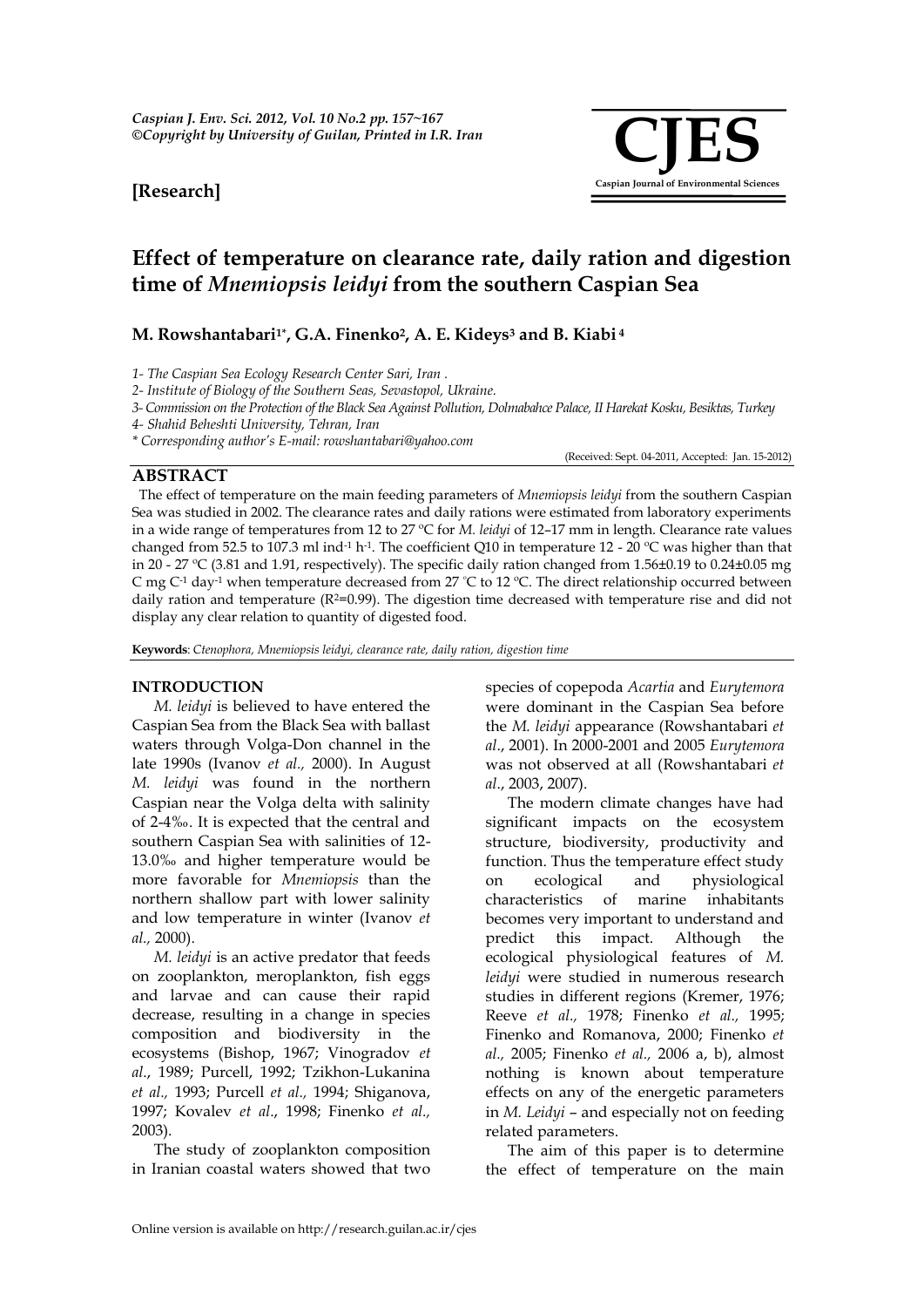**[Research]**

# Effect of temperature on clearance rate, daily ration and digestion time of *Mnemiopsis leidyi* from the southern Caspian Sea

**M. Rowshantabari[1*], G.A. Finenko[2], A. E. Kideys[3] and B. Kiabi[4]**

*1- The Caspian Sea Ecology Research Center Sari, Iran .*

*2- Institute of Biology of the Southern Seas, Sevastopol, Ukraine.*

*3- Commission on the Protection of the Black Sea Against Pollution, Dolmabahce Palace, II Harekat Kosku, Besiktas, Turkey*

*4- Shahid Beheshti University, Tehran, Iran*

*\* Corresponding author's E-mail: rowshantabari@yahoo.com*

(Received: Sept. 04-2011, Accepted: Jan. 15-2012)

## ABSTRACT

The effect of temperature on the main feeding parameters of *Mnemiopsis leidyi* from the southern Caspian Sea was studied in 2002. The clearance rates and daily rations were estimated from laboratory experiments in a wide range of temperatures from 12 to 27 ºC for *M. leidyi* of 12–17 mm in length. Clearance rate values changed from 52.5 to 107.3 ml ind$^{-1}$ h$^{-1}$. The coefficient Q10 in temperature 12 - 20 ºC was higher than that in 20 - 27 ºC (3.81 and 1.91, respectively). The specific daily ration changed from 1.56±0.19 to 0.24±0.05 mg C mg C$^{-1}$ day$^{-1}$ when temperature decreased from 27 ºC to 12 ºC. The direct relationship occurred between daily ration and temperature ($R^2$=0.99). The digestion time decreased with temperature rise and did not display any clear relation to quantity of digested food.

**Keywords**: *Ctenophora, Mnemiopsis leidyi, clearance rate, daily ration, digestion time*

## INTRODUCTION

*M. leidyi* is believed to have entered the Caspian Sea from the Black Sea with ballast waters through Volga-Don channel in the late 1990s (Ivanov *et al.,* 2000). In August *M. leidyi* was found in the northern Caspian near the Volga delta with salinity of 2-4‰. It is expected that the central and southern Caspian Sea with salinities of 12-13.0‰ and higher temperature would be more favorable for *Mnemiopsis* than the northern shallow part with lower salinity and low temperature in winter (Ivanov *et al.,* 2000).

*M. leidyi* is an active predator that feeds on zooplankton, meroplankton, fish eggs and larvae and can cause their rapid decrease, resulting in a change in species composition and biodiversity in the ecosystems (Bishop, 1967; Vinogradov *et al*., 1989; Purcell, 1992; Tzikhon-Lukanina *et al.,* 1993; Purcell *et al.,* 1994; Shiganova, 1997; Kovalev *et al*., 1998; Finenko *et al.,* 2003).

The study of zooplankton composition in Iranian coastal waters showed that two species of copepoda *Acartia* and *Eurytemora* were dominant in the Caspian Sea before the *M. leidyi* appearance (Rowshantabari *et al*., 2001). In 2000-2001 and 2005 *Eurytemora* was not observed at all (Rowshantabari *et al*., 2003, 2007).

The modern climate changes have had significant impacts on the ecosystem structure, biodiversity, productivity and function. Thus the temperature effect study on ecological and physiological characteristics of marine inhabitants becomes very important to understand and predict this impact. Although the ecological physiological features of *M. leidyi* were studied in numerous research studies in different regions (Kremer, 1976; Reeve *et al.,* 1978; Finenko *et al.,* 1995; Finenko and Romanova, 2000; Finenko *et al.,* 2005; Finenko *et al.,* 2006 a, b), almost nothing is known about temperature effects on any of the energetic parameters in *M. Leidyi* – and especially not on feeding related parameters.

The aim of this paper is to determine the effect of temperature on the main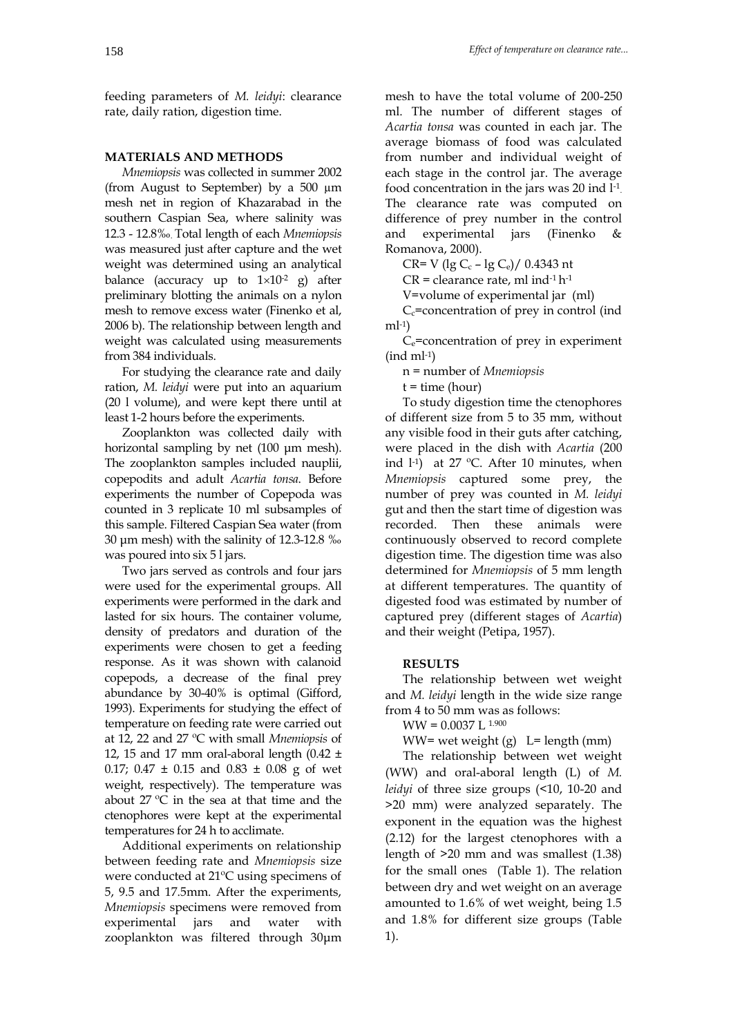feeding parameters of *M. leidyi*: clearance rate, daily ration, digestion time.

## MATERIALS AND METHODS

*Mnemiopsis* was collected in summer 2002 (from August to September) by a 500 µm mesh net in region of Khazarabad in the southern Caspian Sea, where salinity was 12.3 - 12.8‰. Total length of each *Mnemiopsis* was measured just after capture and the wet weight was determined using an analytical balance (accuracy up to $1{\times}10^{-2}$ g) after preliminary blotting the animals on a nylon mesh to remove excess water (Finenko et al, 2006 b). The relationship between length and weight was calculated using measurements from 384 individuals.

For studying the clearance rate and daily ration, *M. leidyi* were put into an aquarium (20 l volume), and were kept there until at least 1-2 hours before the experiments.

Zooplankton was collected daily with horizontal sampling by net (100 µm mesh). The zooplankton samples included nauplii, copepodits and adult *Acartia tonsa*. Before experiments the number of Copepoda was counted in 3 replicate 10 ml subsamples of this sample. Filtered Caspian Sea water (from 30 µm mesh) with the salinity of 12.3-12.8 ‰ was poured into six 5 l jars.

Two jars served as controls and four jars were used for the experimental groups. All experiments were performed in the dark and lasted for six hours. The container volume, density of predators and duration of the experiments were chosen to get a feeding response. As it was shown with calanoid copepods, a decrease of the final prey abundance by 30-40% is optimal (Gifford, 1993). Experiments for studying the effect of temperature on feeding rate were carried out at 12, 22 and 27 ºC with small *Mnemiopsis* of 12, 15 and 17 mm oral-aboral length (0.42 ± 0.17; 0.47 ± 0.15 and 0.83 ± 0.08 g of wet weight, respectively). The temperature was about 27 ºC in the sea at that time and the ctenophores were kept at the experimental temperatures for 24 h to acclimate.

Additional experiments on relationship between feeding rate and *Mnemiopsis* size were conducted at 21ºC using specimens of 5, 9.5 and 17.5mm. After the experiments, *Mnemiopsis* specimens were removed from experimental jars and water with zooplankton was filtered through 30µm mesh to have the total volume of 200-250 ml. The number of different stages of *Acartia tonsa* was counted in each jar. The average biomass of food was calculated from number and individual weight of each stage in the control jar. The average food concentration in the jars was 20 ind $l^{-1}$. The clearance rate was computed on difference of prey number in the control and experimental jars (Finenko & Romanova, 2000).

$$CR = V\,(\lg C_c - \lg C_e) / 0.4343\,nt$$

CR = clearance rate, ml $ind^{-1}\,h^{-1}$

V=volume of experimental jar (ml)

$C_c$=concentration of prey in control (ind $ml^{-1}$)

$C_e$=concentration of prey in experiment (ind $ml^{-1}$)

n = number of *Mnemiopsis*

t = time (hour)

To study digestion time the ctenophores of different size from 5 to 35 mm, without any visible food in their guts after catching, were placed in the dish with *Acartia* (200 ind $l^{-1}$) at 27 ºC. After 10 minutes, when *Mnemiopsis* captured some prey, the number of prey was counted in *M. leidyi* gut and then the start time of digestion was recorded. Then these animals were continuously observed to record complete digestion time. The digestion time was also determined for *Mnemiopsis* of 5 mm length at different temperatures. The quantity of digested food was estimated by number of captured prey (different stages of *Acartia*) and their weight (Petipa, 1957).

## RESULTS

The relationship between wet weight and *M. leidyi* length in the wide size range from 4 to 50 mm was as follows:

$$WW = 0.0037\, L^{1.900}$$

WW= wet weight (g) L= length (mm)

The relationship between wet weight (WW) and oral-aboral length (L) of *M. leidyi* of three size groups (<10, 10-20 and >20 mm) were analyzed separately. The exponent in the equation was the highest (2.12) for the largest ctenophores with a length of >20 mm and was smallest (1.38) for the small ones (Table 1). The relation between dry and wet weight on an average amounted to 1.6% of wet weight, being 1.5 and 1.8% for different size groups (Table 1).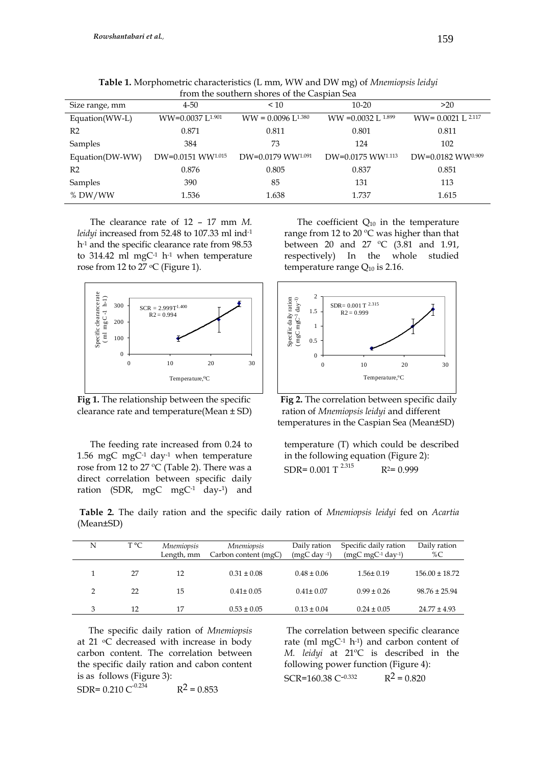**Table 1.** Morphometric characteristics (L mm, WW and DW mg) of *Mnemiopsis leidyi* from the southern shores of the Caspian Sea

| Size range, mm | 4-50 | < 10 | 10-20 | >20 |
|---|---|---|---|---|
| Equation(WW-L) | $WW=0.0037\ L^{1.901}$ | $WW = 0.0096\ L^{1.380}$ | $WW =0.0032\ L^{1.899}$ | $WW= 0.0021\ L^{2.117}$ |
| R2 | 0.871 | 0.811 | 0.801 | 0.811 |
| Samples | 384 | 73 | 124 | 102 |
| Equation(DW-WW) | $DW=0.0151\ WW^{1.015}$ | $DW=0.0179\ WW^{1.091}$ | $DW=0.0175\ WW^{1.113}$ | $DW=0.0182\ WW^{0.909}$ |
| R2 | 0.876 | 0.805 | 0.837 | 0.851 |
| Samples | 390 | 85 | 131 | 113 |
| % DW/WW | 1.536 | 1.638 | 1.737 | 1.615 |

The clearance rate of 12 – 17 mm *M. leidyi* increased from 52.48 to 107.33 ml $ind^{-1}\ h^{-1}$ and the specific clearance rate from 98.53 to 314.42 ml $mgC^{-1}\ h^{-1}$ when temperature rose from 12 to 27 °C (Figure 1).

**Fig 1.** The relationship between the specific clearance rate and temperature(Mean ± SD)

The coefficient $Q_{10}$ in the temperature range from 12 to 20 °C was higher than that between 20 and 27 °C (3.81 and 1.91, respectively) In the whole studied temperature range $Q_{10}$ is 2.16.

**Fig 2.** The correlation between specific daily ration of *Mnemiopsis leidyi* and different temperatures in the Caspian Sea (Mean±SD)

The feeding rate increased from 0.24 to 1.56 mgC $mgC^{-1}\ day^{-1}$ when temperature rose from 12 to 27 °C (Table 2). There was a direct correlation between specific daily ration (SDR, mgC $mgC^{-1}\ day^{-1}$) and temperature (T) which could be described in the following equation (Figure 2):

$$SDR= 0.001\ T^{2.315} \qquad R^2= 0.999$$

**Table 2.** The daily ration and the specific daily ration of *Mnemiopsis leidyi* fed on *Acartia* (Mean±SD)

| N | T °C | *Mnemiopsis* Length, mm | *Mnemiopsis* Carbon content (mgC) | Daily ration ($mgC\ day^{-1}$) | Specific daily ration ($mgC\ mgC^{-1}\ day^{-1}$) | Daily ration %C |
|---|---|---|---|---|---|---|
| 1 | 27 | 12 | 0.31 ± 0.08 | 0.48 ± 0.06 | 1.56± 0.19 | 156.00 ± 18.72 |
| 2 | 22 | 15 | 0.41± 0.05 | 0.41± 0.07 | 0.99 ± 0.26 | 98.76 ± 25.94 |
| 3 | 12 | 17 | 0.53 ± 0.05 | 0.13 ± 0.04 | 0.24 ± 0.05 | 24.77 ± 4.93 |

The specific daily ration of *Mnemiopsis* at 21 °C decreased with increase in body carbon content. The correlation between the specific daily ration and cabon content is as follows (Figure 3):

$$SDR= 0.210\ C^{-0.234} \qquad R^2 = 0.853$$

The correlation between specific clearance rate (ml $mgC^{-1}\ h^{-1}$) and carbon content of *M. leidyi* at 21°C is described in the following power function (Figure 4):

$$SCR=160.38\ C^{-0.332} \qquad R^2 = 0.820$$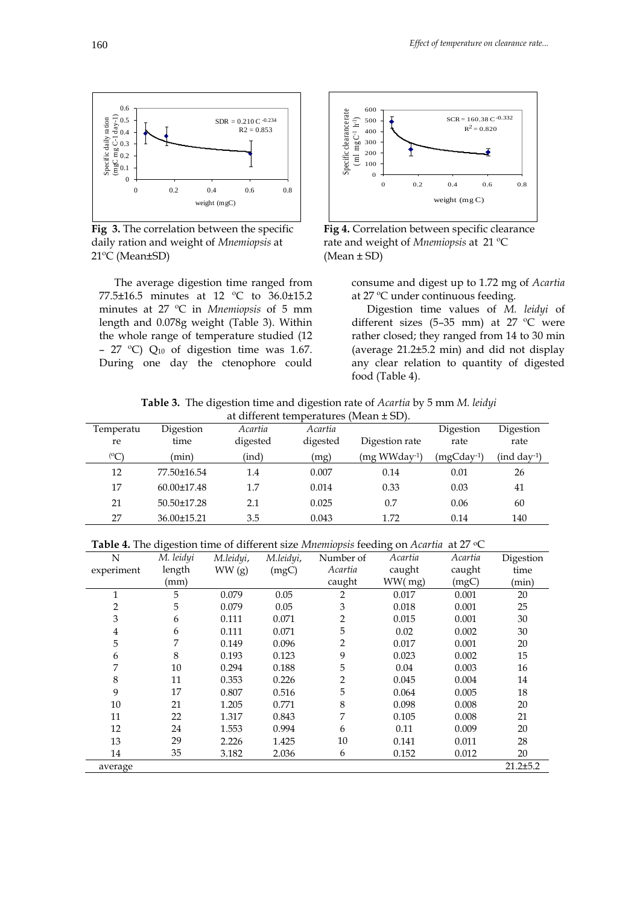Fig 3. The correlation between the specific daily ration and weight of *Mnemiopsis* at 21°C (Mean±SD)

Fig 4. Correlation between specific clearance rate and weight of *Mnemiopsis* at 21 °C (Mean ± SD)

The average digestion time ranged from 77.5±16.5 minutes at 12 °C to 36.0±15.2 minutes at 27 °C in *Mnemiopsis* of 5 mm length and 0.078g weight (Table 3). Within the whole range of temperature studied (12 – 27 °C) $Q_{10}$ of digestion time was 1.67. During one day the ctenophore could consume and digest up to 1.72 mg of *Acartia* at 27 °C under continuous feeding.

Digestion time values of *M. leidyi* of different sizes (5–35 mm) at 27 °C were rather closed; they ranged from 14 to 30 min (average 21.2±5.2 min) and did not display any clear relation to quantity of digested food (Table 4).

**Table 3.** The digestion time and digestion rate of *Acartia* by 5 mm *M. leidyi* at different temperatures (Mean ± SD).

| Temperature (°C) | Digestion time (min) | *Acartia* digested (ind) | *Acartia* digested (mg) | Digestion rate (mg $WWday^{-1}$) | Digestion rate ($mgCday^{-1}$) | Digestion rate (ind $day^{-1}$) |
|---|---|---|---|---|---|---|
| 12 | 77.50±16.54 | 1.4 | 0.007 | 0.14 | 0.01 | 26 |
| 17 | 60.00±17.48 | 1.7 | 0.014 | 0.33 | 0.03 | 41 |
| 21 | 50.50±17.28 | 2.1 | 0.025 | 0.7 | 0.06 | 60 |
| 27 | 36.00±15.21 | 3.5 | 0.043 | 1.72 | 0.14 | 140 |

**Table 4.** The digestion time of different size *Mnemiopsis* feeding on *Acartia* at 27 °C

| N experiment | *M. leidyi* length (mm) | *M.leidyi*, WW (g) | *M.leidyi*, (mgC) | Number of *Acartia* caught | *Acartia* caught WW( mg) | *Acartia* caught (mgC) | Digestion time (min) |
|---|---|---|---|---|---|---|---|
| 1 | 5 | 0.079 | 0.05 | 2 | 0.017 | 0.001 | 20 |
| 2 | 5 | 0.079 | 0.05 | 3 | 0.018 | 0.001 | 25 |
| 3 | 6 | 0.111 | 0.071 | 2 | 0.015 | 0.001 | 30 |
| 4 | 6 | 0.111 | 0.071 | 5 | 0.02 | 0.002 | 30 |
| 5 | 7 | 0.149 | 0.096 | 2 | 0.017 | 0.001 | 20 |
| 6 | 8 | 0.193 | 0.123 | 9 | 0.023 | 0.002 | 15 |
| 7 | 10 | 0.294 | 0.188 | 5 | 0.04 | 0.003 | 16 |
| 8 | 11 | 0.353 | 0.226 | 2 | 0.045 | 0.004 | 14 |
| 9 | 17 | 0.807 | 0.516 | 5 | 0.064 | 0.005 | 18 |
| 10 | 21 | 1.205 | 0.771 | 8 | 0.098 | 0.008 | 20 |
| 11 | 22 | 1.317 | 0.843 | 7 | 0.105 | 0.008 | 21 |
| 12 | 24 | 1.553 | 0.994 | 6 | 0.11 | 0.009 | 20 |
| 13 | 29 | 2.226 | 1.425 | 10 | 0.141 | 0.011 | 28 |
| 14 | 35 | 3.182 | 2.036 | 6 | 0.152 | 0.012 | 20 |
| average | | | | | | | 21.2±5.2 |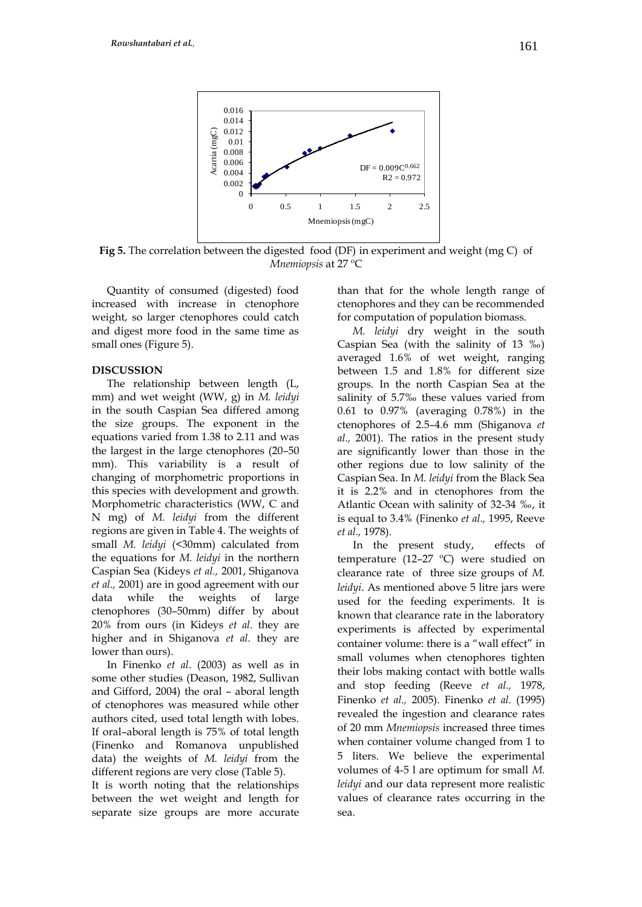**Fig 5.** The correlation between the digested food (DF) in experiment and weight (mg C) of *Mnemiopsis* at 27 °C

Quantity of consumed (digested) food increased with increase in ctenophore weight, so larger ctenophores could catch and digest more food in the same time as small ones (Figure 5).

## DISCUSSION

The relationship between length (L, mm) and wet weight (WW, g) in *M. leidyi* in the south Caspian Sea differed among the size groups. The exponent in the equations varied from 1.38 to 2.11 and was the largest in the large ctenophores (20–50 mm). This variability is a result of changing of morphometric proportions in this species with development and growth. Morphometric characteristics (WW, C and N mg) of *M. leidyi* from the different regions are given in Table 4. The weights of small *M. leidyi* (<30mm) calculated from the equations for *M. leidyi* in the northern Caspian Sea (Kideys *et al.,* 2001, Shiganova *et al.,* 2001) are in good agreement with our data while the weights of large ctenophores (30–50mm) differ by about 20% from ours (in Kideys *et al*. they are higher and in Shiganova *et al*. they are lower than ours).

In Finenko *et al*. (2003) as well as in some other studies (Deason, 1982, Sullivan and Gifford, 2004) the oral – aboral length of ctenophores was measured while other authors cited, used total length with lobes. If oral–aboral length is 75% of total length (Finenko and Romanova unpublished data) the weights of *M. leidyi* from the different regions are very close (Table 5).

It is worth noting that the relationships between the wet weight and length for separate size groups are more accurate than that for the whole length range of ctenophores and they can be recommended for computation of population biomass.

*M. leidyi* dry weight in the south Caspian Sea (with the salinity of 13 ‰) averaged 1.6% of wet weight, ranging between 1.5 and 1.8% for different size groups. In the north Caspian Sea at the salinity of 5.7‰ these values varied from 0.61 to 0.97% (averaging 0.78%) in the ctenophores of 2.5–4.6 mm (Shiganova *et al.,* 2001). The ratios in the present study are significantly lower than those in the other regions due to low salinity of the Caspian Sea. In *M. leidyi* from the Black Sea it is 2.2% and in ctenophores from the Atlantic Ocean with salinity of 32-34 ‰, it is equal to 3.4% (Finenko *et al.,* 1995, Reeve *et al.,* 1978).

In the present study, effects of temperature (12–27 °C) were studied on clearance rate of three size groups of *M. leidyi*. As mentioned above 5 litre jars were used for the feeding experiments. It is known that clearance rate in the laboratory experiments is affected by experimental container volume: there is a "wall effect" in small volumes when ctenophores tighten their lobs making contact with bottle walls and stop feeding (Reeve *et al.,* 1978, Finenko *et al.,* 2005). Finenko *et al.* (1995) revealed the ingestion and clearance rates of 20 mm *Mnemiopsis* increased three times when container volume changed from 1 to 5 liters. We believe the experimental volumes of 4-5 l are optimum for small *M. leidyi* and our data represent more realistic values of clearance rates occurring in the sea.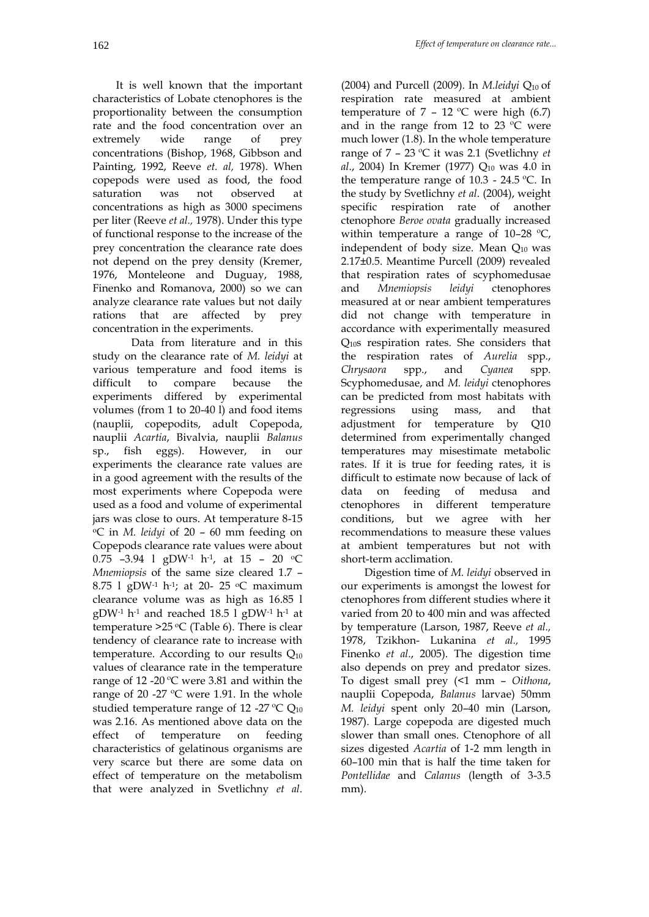It is well known that the important characteristics of Lobate ctenophores is the proportionality between the consumption rate and the food concentration over an extremely wide range of prey concentrations (Bishop, 1968, Gibbson and Painting, 1992, Reeve *et. al,* 1978). When copepods were used as food, the food saturation was not observed at concentrations as high as 3000 specimens per liter (Reeve *et al.,* 1978). Under this type of functional response to the increase of the prey concentration the clearance rate does not depend on the prey density (Kremer, 1976, Monteleone and Duguay, 1988, Finenko and Romanova, 2000) so we can analyze clearance rate values but not daily rations that are affected by prey concentration in the experiments.

Data from literature and in this study on the clearance rate of *M. leidyi* at various temperature and food items is difficult to compare because the experiments differed by experimental volumes (from 1 to 20-40 l) and food items (nauplii, copepodits, adult Copepoda, nauplii *Acartia*, Bivalvia, nauplii *Balanus* sp., fish eggs). However, in our experiments the clearance rate values are in a good agreement with the results of the most experiments where Copepoda were used as a food and volume of experimental jars was close to ours. At temperature 8-15 $^{o}$C in *M. leidyi* of 20 – 60 mm feeding on Copepods clearance rate values were about 0.75 –3.94 l gDW$^{-1}$ h$^{-1}$, at 15 – 20 $^{o}$C *Mnemiopsis* of the same size cleared 1.7 – 8.75 l gDW$^{-1}$ h$^{-1}$; at 20- 25 $^{o}$C maximum clearance volume was as high as 16.85 l gDW$^{-1}$ h$^{-1}$ and reached 18.5 l gDW$^{-1}$ h$^{-1}$ at temperature >25 $^{o}$C (Table 6). There is clear tendency of clearance rate to increase with temperature. According to our results $Q_{10}$ values of clearance rate in the temperature range of 12 -20 $^{o}$C were 3.81 and within the range of 20 -27 $^{o}$C were 1.91. In the whole studied temperature range of 12 -27 $^{o}$C $Q_{10}$ was 2.16. As mentioned above data on the effect of temperature on feeding characteristics of gelatinous organisms are very scarce but there are some data on effect of temperature on the metabolism that were analyzed in Svetlichny *et al*. (2004) and Purcell (2009). In *M.leidyi* $Q_{10}$ of respiration rate measured at ambient temperature of 7 – 12 $^{o}$C were high (6.7) and in the range from 12 to 23 $^{o}$C were much lower (1.8). In the whole temperature range of 7 – 23 $^{o}$C it was 2.1 (Svetlichny *et al*., 2004) In Kremer (1977) $Q_{10}$ was 4.0 in the temperature range of 10.3 - 24.5 $^{o}$C. In the study by Svetlichny *et al*. (2004), weight specific respiration rate of another ctenophore *Beroe ovata* gradually increased within temperature a range of 10–28 $^{o}$C, independent of body size. Mean $Q_{10}$ was 2.17±0.5. Meantime Purcell (2009) revealed that respiration rates of scyphomedusae and *Mnemiopsis leidyi* ctenophores measured at or near ambient temperatures did not change with temperature in accordance with experimentally measured $Q_{10}$s respiration rates. She considers that the respiration rates of *Aurelia* spp., *Chrysaora* spp., and *Cyanea* spp. Scyphomedusae, and *M. leidyi* ctenophores can be predicted from most habitats with regressions using mass, and that adjustment for temperature by Q10 determined from experimentally changed temperatures may misestimate metabolic rates. If it is true for feeding rates, it is difficult to estimate now because of lack of data on feeding of medusa and ctenophores in different temperature conditions, but we agree with her recommendations to measure these values at ambient temperatures but not with short-term acclimation.

Digestion time of *M. leidyi* observed in our experiments is amongst the lowest for ctenophores from different studies where it varied from 20 to 400 min and was affected by temperature (Larson, 1987, Reeve *et al.,* 1978, Tzikhon- Lukanina *et al.,* 1995 Finenko *et al*., 2005). The digestion time also depends on prey and predator sizes. To digest small prey (<1 mm – *Oithona*, nauplii Copepoda, *Balanus* larvae) 50mm *M. leidyi* spent only 20–40 min (Larson, 1987). Large copepoda are digested much slower than small ones. Ctenophore of all sizes digested *Acartia* of 1-2 mm length in 60–100 min that is half the time taken for *Pontellidae* and *Calanus* (length of 3-3.5 mm).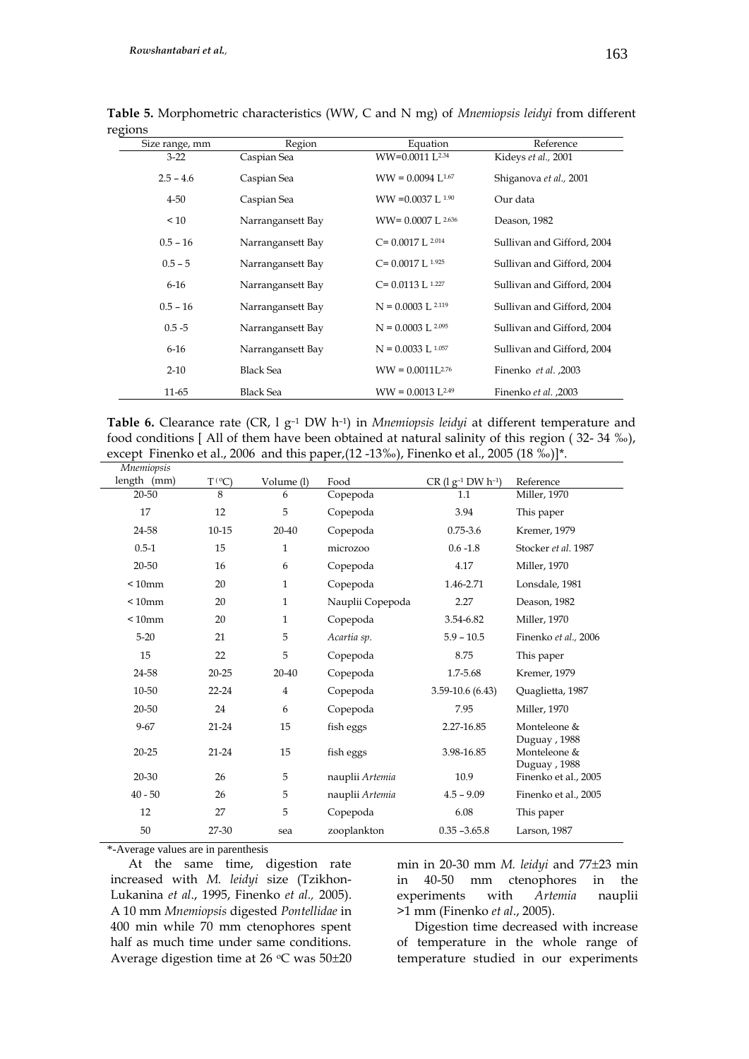**Table 5.** Morphometric characteristics (WW, C and N mg) of *Mnemiopsis leidyi* from different regions

| Size range, mm | Region | Equation | Reference |
|---|---|---|---|
| 3-22 | Caspian Sea | $WW=0.0011\ L^{2.34}$ | Kideys *et al.,* 2001 |
| 2.5 – 4.6 | Caspian Sea | $WW = 0.0094\ L^{1.67}$ | Shiganova *et al.,* 2001 |
| 4-50 | Caspian Sea | $WW = 0.0037\ L^{1.90}$ | Our data |
| < 10 | Narrangansett Bay | $WW= 0.0007\ L^{2.636}$ | Deason, 1982 |
| 0.5 – 16 | Narrangansett Bay | $C= 0.0017\ L^{2.014}$ | Sullivan and Gifford, 2004 |
| 0.5 – 5 | Narrangansett Bay | $C= 0.0017\ L^{1.925}$ | Sullivan and Gifford, 2004 |
| 6-16 | Narrangansett Bay | $C= 0.0113\ L^{1.227}$ | Sullivan and Gifford, 2004 |
| 0.5 – 16 | Narrangansett Bay | $N = 0.0003\ L^{2.119}$ | Sullivan and Gifford, 2004 |
| 0.5 -5 | Narrangansett Bay | $N = 0.0003\ L^{2.095}$ | Sullivan and Gifford, 2004 |
| 6-16 | Narrangansett Bay | $N = 0.0033\ L^{1.057}$ | Sullivan and Gifford, 2004 |
| 2-10 | Black Sea | $WW = 0.0011L^{2.76}$ | Finenko *et al.* ,2003 |
| 11-65 | Black Sea | $WW = 0.0013\ L^{2.49}$ | Finenko *et al.* ,2003 |

**Table 6.** Clearance rate (CR, l $g^{-1}$ DW $h^{-1}$) in *Mnemiopsis leidyi* at different temperature and food conditions [ All of them have been obtained at natural salinity of this region ( 32- 34 ‰), except Finenko et al., 2006 and this paper,(12 -13‰), Finenko et al., 2005 (18 ‰)]*.

| *Mnemiopsis* length (mm) | T (°C) | Volume (l) | Food | CR (l $g^{-1}$ DW $h^{-1}$) | Reference |
|---|---|---|---|---|---|
| 20-50 | 8 | 6 | Copepoda | 1.1 | Miller, 1970 |
| 17 | 12 | 5 | Copepoda | 3.94 | This paper |
| 24-58 | 10-15 | 20-40 | Copepoda | 0.75-3.6 | Kremer, 1979 |
| 0.5-1 | 15 | 1 | microzoo | 0.6 -1.8 | Stocker *et al.* 1987 |
| 20-50 | 16 | 6 | Copepoda | 4.17 | Miller, 1970 |
| < 10mm | 20 | 1 | Copepoda | 1.46-2.71 | Lonsdale, 1981 |
| < 10mm | 20 | 1 | Nauplii Copepoda | 2.27 | Deason, 1982 |
| < 10mm | 20 | 1 | Copepoda | 3.54-6.82 | Miller, 1970 |
| 5-20 | 21 | 5 | *Acartia sp.* | 5.9 – 10.5 | Finenko *et al.,* 2006 |
| 15 | 22 | 5 | Copepoda | 8.75 | This paper |
| 24-58 | 20-25 | 20-40 | Copepoda | 1.7-5.68 | Kremer, 1979 |
| 10-50 | 22-24 | 4 | Copepoda | 3.59-10.6 (6.43) | Quaglietta, 1987 |
| 20-50 | 24 | 6 | Copepoda | 7.95 | Miller, 1970 |
| 9-67 | 21-24 | 15 | fish eggs | 2.27-16.85 | Monteleone & Duguay , 1988 |
| 20-25 | 21-24 | 15 | fish eggs | 3.98-16.85 | Monteleone & Duguay , 1988 |
| 20-30 | 26 | 5 | nauplii *Artemia* | 10.9 | Finenko et al., 2005 |
| 40 - 50 | 26 | 5 | nauplii *Artemia* | 4.5 – 9.09 | Finenko et al., 2005 |
| 12 | 27 | 5 | Copepoda | 6.08 | This paper |
| 50 | 27-30 | sea | zooplankton | 0.35 –3.65.8 | Larson, 1987 |

*-Average values are in parenthesis

At the same time, digestion rate increased with *M. leidyi* size (Tzikhon-Lukanina *et al*., 1995, Finenko *et al.,* 2005). A 10 mm *Mnemiopsis* digested *Pontellidae* in 400 min while 70 mm ctenophores spent half as much time under same conditions. Average digestion time at 26 °C was 50±20 min in 20-30 mm *M. leidyi* and 77±23 min in 40-50 mm ctenophores in the experiments with *Artemia* nauplii >1 mm (Finenko *et al*., 2005).

Digestion time decreased with increase of temperature in the whole range of temperature studied in our experiments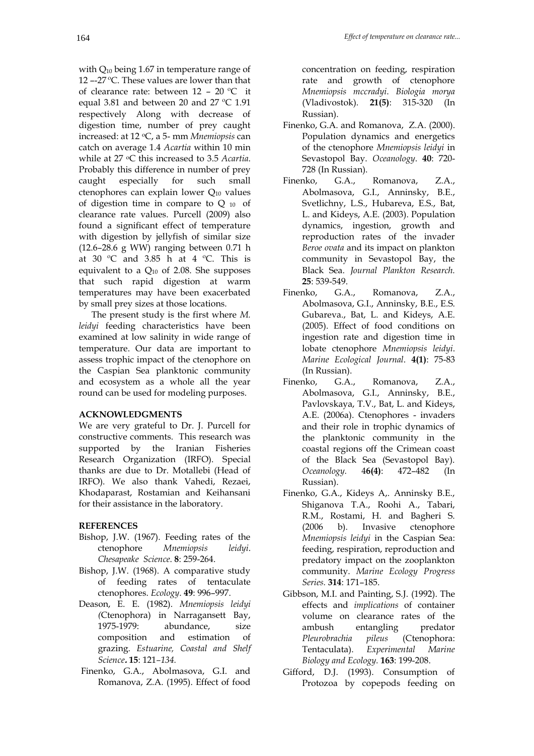with $Q_{10}$ being 1.67 in temperature range of 12 –-27 °C. These values are lower than that of clearance rate: between 12 – 20 °C it equal 3.81 and between 20 and 27 °C 1.91 respectively Along with decrease of digestion time, number of prey caught increased: at 12 °C, a 5- mm *Mnemiopsis* can catch on average 1.4 *Acartia* within 10 min while at 27 °C this increased to 3.5 *Acartia.* Probably this difference in number of prey caught especially for such small ctenophores can explain lower $Q_{10}$ values of digestion time in compare to $Q_{10}$ of clearance rate values. Purcell (2009) also found a significant effect of temperature with digestion by jellyfish of similar size (12.6–28.6 g WW) ranging between 0.71 h at 30 °C and 3.85 h at 4 °C. This is equivalent to a $Q_{10}$ of 2.08. She supposes that such rapid digestion at warm temperatures may have been exacerbated by small prey sizes at those locations.

The present study is the first where *M. leidyi* feeding characteristics have been examined at low salinity in wide range of temperature. Our data are important to assess trophic impact of the ctenophore on the Caspian Sea planktonic community and ecosystem as a whole all the year round can be used for modeling purposes.

## ACKNOWLEDGMENTS

We are very grateful to Dr. J. Purcell for constructive comments. This research was supported by the Iranian Fisheries Research Organization (IRFO). Special thanks are due to Dr. Motallebi (Head of IRFO). We also thank Vahedi, Rezaei, Khodaparast, Rostamian and Keihansani for their assistance in the laboratory.

## REFERENCES

Bishop, J.W. (1967). Feeding rates of the ctenophore *Mnemiopsis leidyi*. *Chesapeake Science*. **8**: 259-264.

Bishop, J.W. (1968). A comparative study of feeding rates of tentaculate ctenophores. *Ecology*. **49**: 996–997.

Deason, E. E. (1982). *Mnemiopsis leidyi (*Ctenophora) in Narragansett Bay, 1975-1979: abundance, size composition and estimation of grazing. *Estuarine, Coastal and Shelf Science***. 15**: 121–*134.*

Finenko, G.A., Abolmasova, G.I. and Romanova, Z.A. (1995). Effect of food concentration on feeding, respiration rate and growth of ctenophore *Mnemiopsis mccradyi*. *Biologia morya* (Vladivostok). **21(5)**: 315-320 (In Russian).

Finenko, G.A. and Romanova, Z.A. (2000). Population dynamics and energetics of the ctenophore *Mnemiopsis leidyi* in Sevastopol Bay. *Oceanology*. **40**: 720-728 (In Russian).

Finenko, G.A., Romanova, Z.A., Abolmasova, G.I., Anninsky, B.E., Svetlichny, L.S., Hubareva, E.S., Bat, L. and Kideys, A.E. (2003). Population dynamics, ingestion, growth and reproduction rates of the invader *Beroe ovata* and its impact on plankton community in Sevastopol Bay, the Black Sea. *Journal Plankton Research.* **25**: 539-549.

Finenko, G.A., Romanova, Z.A., Abolmasova, G.I., Anninsky, B.E., E.S. Gubareva., Bat, L. and Kideys, A.E. (2005). Effect of food conditions on ingestion rate and digestion time in lobate ctenophore *Mnemiopsis leidyi*. *Marine Ecological Journal*. **4(1)**: 75-83 (In Russian).

Finenko, G.A., Romanova, Z.A., Abolmasova, G.I., Anninsky, B.E., Pavlovskaya, T.V., Bat, L. and Kideys, A.E. (2006a). Ctenophores - invaders and their role in trophic dynamics of the planktonic community in the coastal regions off the Crimean coast of the Black Sea (Sevastopol Bay). *Oceanology.* 4**6(4)**: 472–482 (In Russian).

Finenko, G.A., Kideys A,. Anninsky B.E., Shiganova T.A., Roohi A., Tabari, R.M., Rostami, H. and Bagheri S. (2006 b). Invasive ctenophore *Mnemiopsis leidyi* in the Caspian Sea: feeding, respiration, reproduction and predatory impact on the zooplankton community. *Marine Ecology Progress Series.* **314**: 171–185.

Gibbson, M.I. and Painting, S.J. (1992). The effects and *implications* of container volume on clearance rates of the ambush entangling predator *Pleurobrachia pileus* (Ctenophora: Tentaculata). *Experimental Marine Biology and Ecology.* **163**: 199-208.

Gifford, D.J. (1993). Consumption of Protozoa by copepods feeding on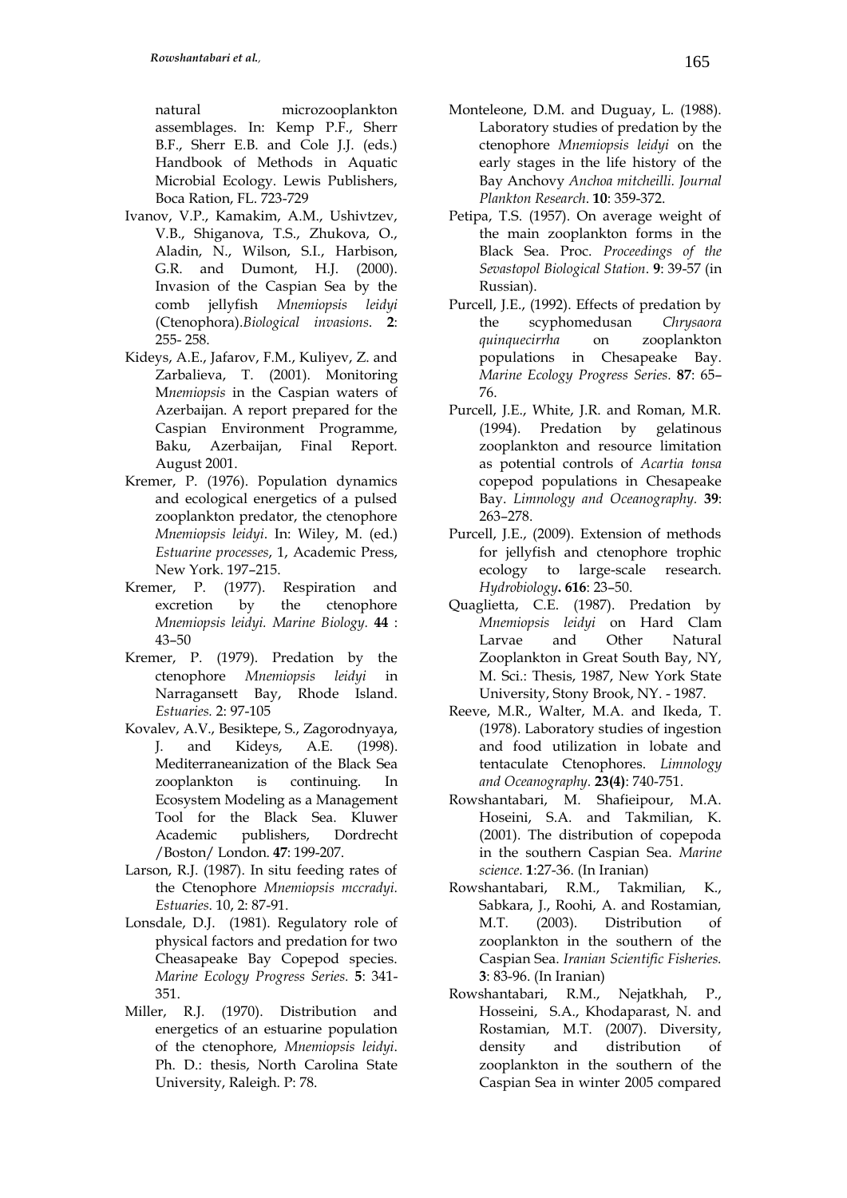natural microzooplankton assemblages. In: Kemp P.F., Sherr B.F., Sherr E.B. and Cole J.J. (eds.) Handbook of Methods in Aquatic Microbial Ecology. Lewis Publishers, Boca Ration, FL. 723-729

Ivanov, V.P., Kamakim, A.M., Ushivtzev, V.B., Shiganova, T.S., Zhukova, O., Aladin, N., Wilson, S.I., Harbison, G.R. and Dumont, H.J. (2000). Invasion of the Caspian Sea by the comb jellyfish *Mnemiopsis leidyi* (Ctenophora).*Biological invasions*. **2**: 255- 258.

Kideys, A.E., Jafarov, F.M., Kuliyev, Z. and Zarbalieva, T. (2001). Monitoring M*nemiopsis* in the Caspian waters of Azerbaijan. A report prepared for the Caspian Environment Programme, Baku, Azerbaijan, Final Report. August 2001.

Kremer, P. (1976). Population dynamics and ecological energetics of a pulsed zooplankton predator, the ctenophore *Mnemiopsis leidyi*. In: Wiley, M. (ed.) *Estuarine processes*, 1, Academic Press, New York. 197–215.

Kremer, P. (1977). Respiration and excretion by the ctenophore *Mnemiopsis leidyi. Marine Biology.* **44** : 43–50

Kremer, P. (1979). Predation by the ctenophore *Mnemiopsis leidyi* in Narragansett Bay, Rhode Island. *Estuaries.* 2: 97-105

Kovalev, A.V., Besiktepe, S., Zagorodnyaya, J. and Kideys, A.E. (1998). Mediterraneanization of the Black Sea zooplankton is continuing. In Ecosystem Modeling as a Management Tool for the Black Sea. Kluwer Academic publishers, Dordrecht /Boston/ London. **47**: 199-207.

Larson, R.J. (1987). In situ feeding rates of the Ctenophore *Mnemiopsis mccradyi. Estuaries*. 10, 2: 87-91.

Lonsdale, D.J. (1981). Regulatory role of physical factors and predation for two Cheasapeake Bay Copepod species. *Marine Ecology Progress Series.* **5**: 341-351.

Miller, R.J. (1970). Distribution and energetics of an estuarine population of the ctenophore, *Mnemiopsis leidyi*. Ph. D.: thesis, North Carolina State University, Raleigh. P: 78.

Monteleone, D.M. and Duguay, L. (1988). Laboratory studies of predation by the ctenophore *Mnemiopsis leidyi* on the early stages in the life history of the Bay Anchovy *Anchoa mitcheilli. Journal Plankton Research*. **10**: 359-372.

Petipa, T.S. (1957). On average weight of the main zooplankton forms in the Black Sea. Proc. *Proceedings of the Sevastopol Biological Station*. **9**: 39-57 (in Russian).

Purcell, J.E., (1992). Effects of predation by the scyphomedusan *Chrysaora quinquecirrha* on zooplankton populations in Chesapeake Bay. *Marine Ecology Progress Series.* **87**: 65–76.

Purcell, J.E., White, J.R. and Roman, M.R. (1994). Predation by gelatinous zooplankton and resource limitation as potential controls of *Acartia tonsa* copepod populations in Chesapeake Bay. *Limnology and Oceanography.* **39**: 263–278.

Purcell, J.E., (2009). Extension of methods for jellyfish and ctenophore trophic ecology to large-scale research. *Hydrobiology***. 616**: 23–50.

Quaglietta, C.E. (1987). Predation by *Mnemiopsis leidyi* on Hard Clam Larvae and Other Natural Zooplankton in Great South Bay, NY, M. Sci.: Thesis, 1987, New York State University, Stony Brook, NY. - 1987.

Reeve, M.R., Walter, M.A. and Ikeda, T. (1978). Laboratory studies of ingestion and food utilization in lobate and tentaculate Ctenophores. *Limnology and Oceanography.* **23(4)**: 740-751.

Rowshantabari, M. Shafieipour, M.A. Hoseini, S.A. and Takmilian, K. (2001). The distribution of copepoda in the southern Caspian Sea. *Marine science.* **1**:27-36. (In Iranian)

Rowshantabari, R.M., Takmilian, K., Sabkara, J., Roohi, A. and Rostamian, M.T. (2003). Distribution of zooplankton in the southern of the Caspian Sea. *Iranian Scientific Fisheries.* **3**: 83-96. (In Iranian)

Rowshantabari, R.M., Nejatkhah, P., Hosseini, S.A., Khodaparast, N. and Rostamian, M.T. (2007). Diversity, density and distribution of zooplankton in the southern of the Caspian Sea in winter 2005 compared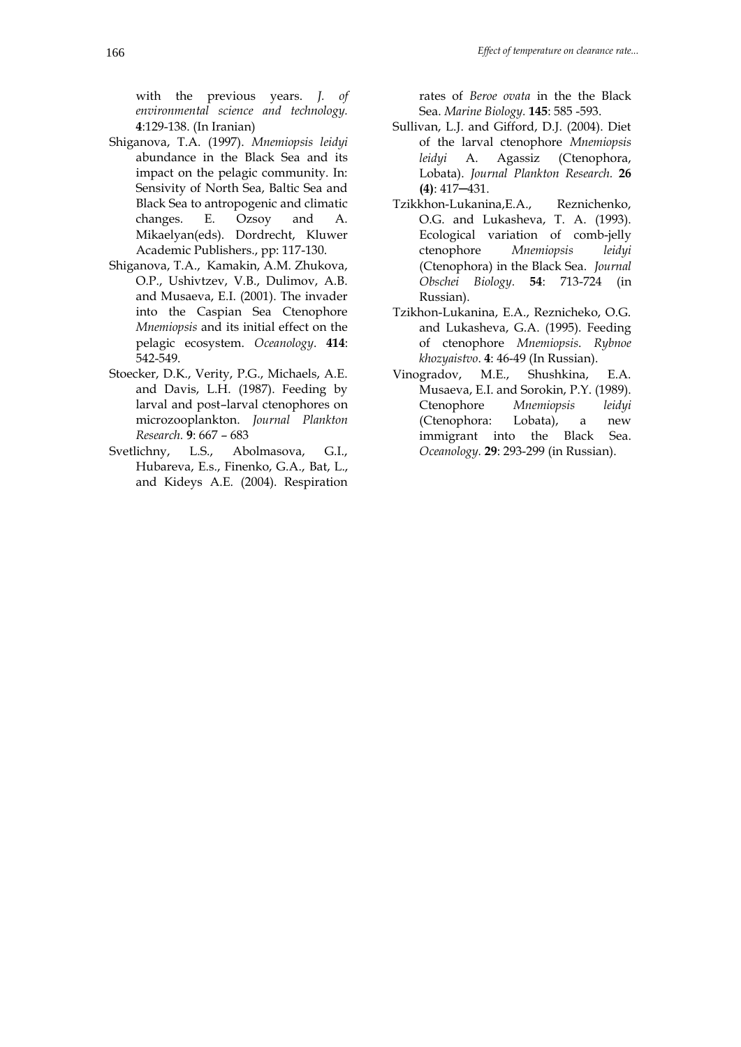with the previous years. *J. of environmental science and technology.* **4**:129-138. (In Iranian)

Shiganova, T.A. (1997). *Mnemiopsis leidyi* abundance in the Black Sea and its impact on the pelagic community. In: Sensivity of North Sea, Baltic Sea and Black Sea to antropogenic and climatic changes. E. Ozsoy and A. Mikaelyan(eds). Dordrecht, Kluwer Academic Publishers., pp: 117-130.

Shiganova, T.A., Kamakin, A.M. Zhukova, O.P., Ushivtzev, V.B., Dulimov, A.B. and Musaeva, E.I. (2001). The invader into the Caspian Sea Ctenophore *Mnemiopsis* and its initial effect on the pelagic ecosystem. *Oceanology*. **414**: 542-549.

Stoecker, D.K., Verity, P.G., Michaels, A.E. and Davis, L.H. (1987). Feeding by larval and post–larval ctenophores on microzooplankton. *Journal Plankton Research.* **9**: 667 – 683

Svetlichny, L.S., Abolmasova, G.I., Hubareva, E.s., Finenko, G.A., Bat, L., and Kideys A.E. (2004). Respiration rates of *Beroe ovata* in the the Black Sea. *Marine Biology.* **145**: 585 -593.

Sullivan, L.J. and Gifford, D.J. (2004). Diet of the larval ctenophore *Mnemiopsis leidyi* A. Agassiz (Ctenophora, Lobata). *Journal Plankton Research.* **26 (4)**: 417─431.

Tzikkhon-Lukanina,E.A., Reznichenko, O.G. and Lukasheva, T. A. (1993). Ecological variation of comb-jelly ctenophore *Mnemiopsis leidyi* (Ctenophora) in the Black Sea. *Journal Obschei Biology*. **54**: 713-724 (in Russian).

Tzikhon-Lukanina, E.A., Reznicheko, O.G. and Lukasheva, G.A. (1995). Feeding of ctenophore *Mnemiopsis*. *Rybnoe khozyaistvo*. **4**: 46-49 (In Russian).

Vinogradov, M.E., Shushkina, E.A. Musaeva, E.I. and Sorokin, P.Y. (1989). Ctenophore *Mnemiopsis leidyi* (Ctenophora: Lobata), a new immigrant into the Black Sea. *Oceanology.* **29**: 293-299 (in Russian).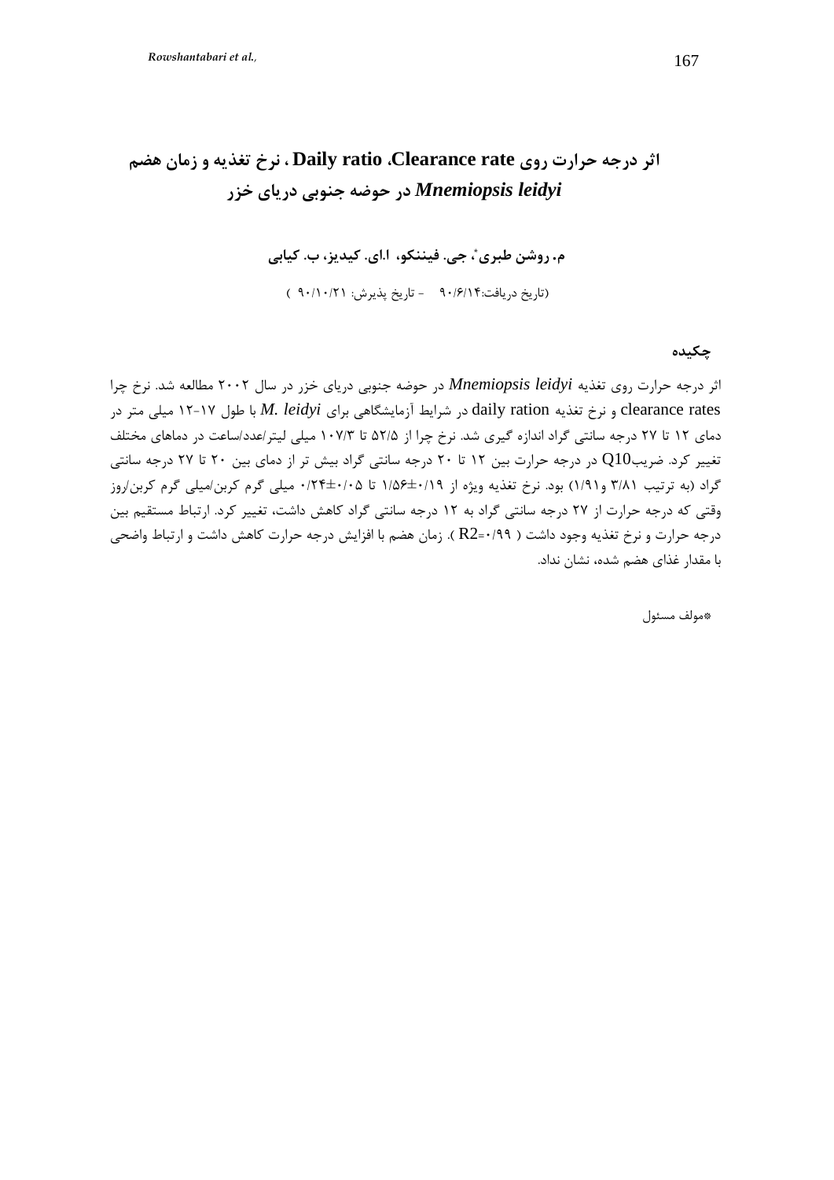# اثر درجه حرارت روی Daily ratio ،Clearance rate ، نرخ تغذیه و زمان هضم *Mnemiopsis leidyi* در حوضه جنوبی دریای خزر

**م. روشن طبری\*، جی. فیننکو، ا.ای. کیدیز، ب. کیابی**

(تاریخ دریافت:۹۰/۶/۱۴ - تاریخ پذیرش: ۹۰/۱۰/۲۱ )

## چکیده

اثر درجه حرارت روی تغذیه *Mnemiopsis leidyi* در حوضه جنوبی دریای خزر در سال ۲۰۰۲ مطالعه شد. نرخ چرا clearance rates و نرخ تغذیه daily ration در شرایط آزمایشگاهی برای *M. leidyi* با طول ۱۷-۱۲ میلی متر در دمای ۱۲ تا ۲۷ درجه سانتی گراد اندازه گیری شد. نرخ چرا از ۵۲/۵ تا ۱۰۷/۳ میلی لیتر/عدد/ساعت در دماهای مختلف تغییر کرد. ضریب Q10 در درجه حرارت بین ۱۲ تا ۲۰ درجه سانتی گراد بیش تر از دمای بین ۲۰ تا ۲۷ درجه سانتی گراد (به ترتیب ۳/۸۱ و۱/۹۱) بود. نرخ تغذیه ویژه از ۰/۱۹±۱/۵۶ تا ۰/۰۵±۰/۲۴ میلی گرم کربن/میلی گرم کربن/روز وقتی که درجه حرارت از ۲۷ درجه سانتی گراد به ۱۲ درجه سانتی گراد کاهش داشت، تغییر کرد. ارتباط مستقیم بین درجه حرارت و نرخ تغذیه وجود داشت ( $R2$=۰/۹۹ ). زمان هضم با افزایش درجه حرارت کاهش داشت و ارتباط واضحی با مقدار غذای هضم شده، نشان نداد.

\*مولف مسئول